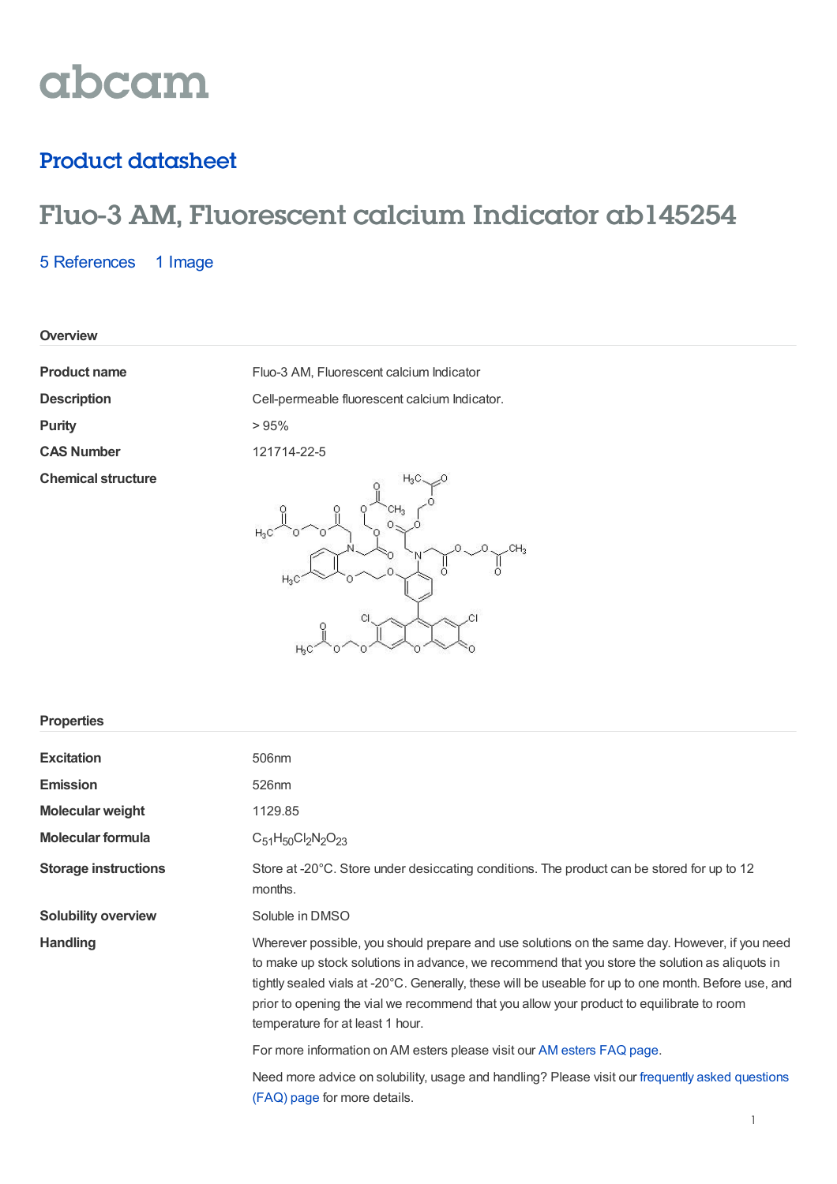abcam

## Product datasheet

# Fluo-3 AM, Fluorescent calcium Indicator ab145254

5 References 1 Image

### Overview

| | |
|---|---|
| **Product name** | Fluo-3 AM, Fluorescent calcium Indicator |
| **Description** | Cell-permeable fluorescent calcium Indicator. |
| **Purity** | > 95% |
| **CAS Number** | 121714-22-5 |
| **Chemical structure** | |

### Properties

| | |
|---|---|
| **Excitation** | 506nm |
| **Emission** | 526nm |
| **Molecular weight** | 1129.85 |
| **Molecular formula** | $C_{51}H_{50}Cl_2N_2O_{23}$ |
| **Storage instructions** | Store at -20°C. Store under desiccating conditions. The product can be stored for up to 12 months. |
| **Solubility overview** | Soluble in DMSO |
| **Handling** | Wherever possible, you should prepare and use solutions on the same day. However, if you need to make up stock solutions in advance, we recommend that you store the solution as aliquots in tightly sealed vials at -20°C. Generally, these will be useable for up to one month. Before use, and prior to opening the vial we recommend that you allow your product to equilibrate to room temperature for at least 1 hour. |

For more information on AM esters please visit our AM esters FAQ page.

Need more advice on solubility, usage and handling? Please visit our frequently asked questions (FAQ) page for more details.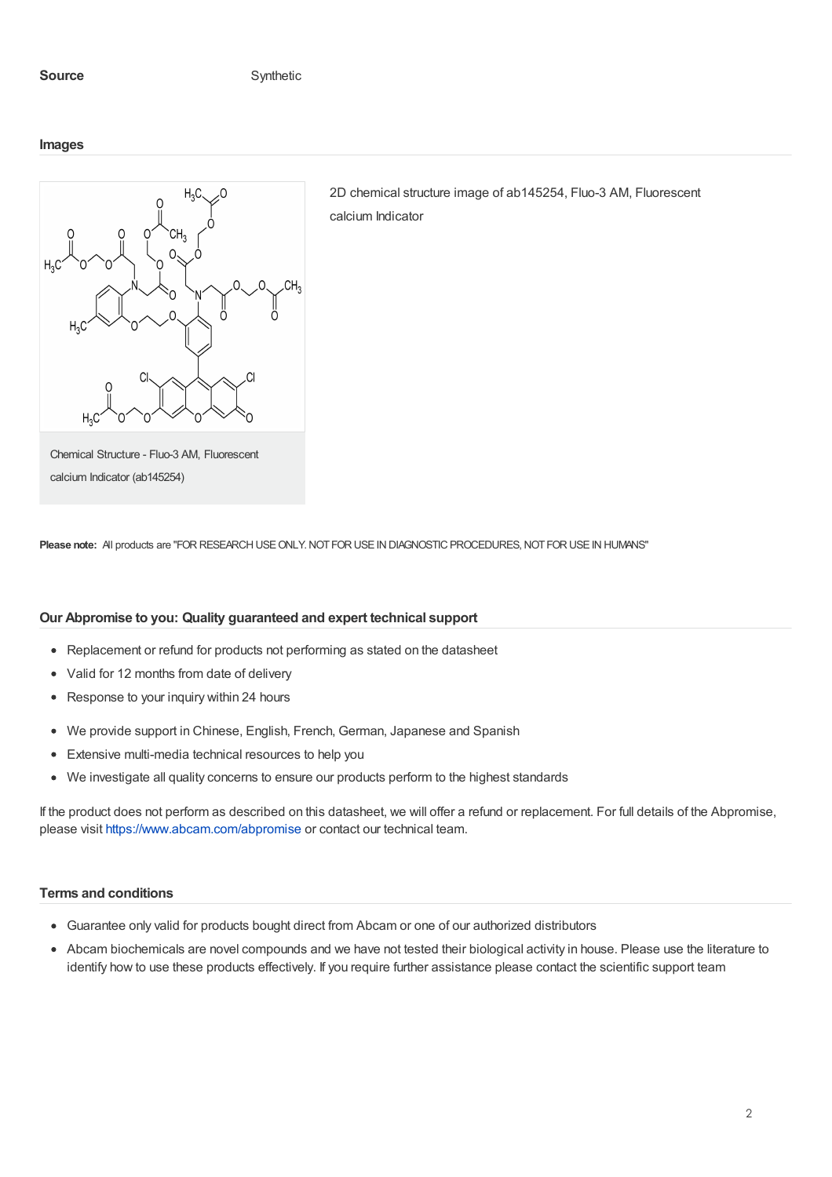**Source** Synthetic

## Images

2D chemical structure image of ab145254, Fluo-3 AM, Fluorescent calcium Indicator

Chemical Structure - Fluo-3 AM, Fluorescent calcium Indicator (ab145254)

**Please note:** All products are "FOR RESEARCH USE ONLY. NOT FOR USE IN DIAGNOSTIC PROCEDURES, NOT FOR USE IN HUMANS"

## Our Abpromise to you: Quality guaranteed and expert technical support

- Replacement or refund for products not performing as stated on the datasheet
- Valid for 12 months from date of delivery
- Response to your inquiry within 24 hours

- We provide support in Chinese, English, French, German, Japanese and Spanish
- Extensive multi-media technical resources to help you
- We investigate all quality concerns to ensure our products perform to the highest standards

If the product does not perform as described on this datasheet, we will offer a refund or replacement. For full details of the Abpromise, please visit https://www.abcam.com/abpromise or contact our technical team.

## Terms and conditions

- Guarantee only valid for products bought direct from Abcam or one of our authorized distributors
- Abcam biochemicals are novel compounds and we have not tested their biological activity in house. Please use the literature to identify how to use these products effectively. If you require further assistance please contact the scientific support team